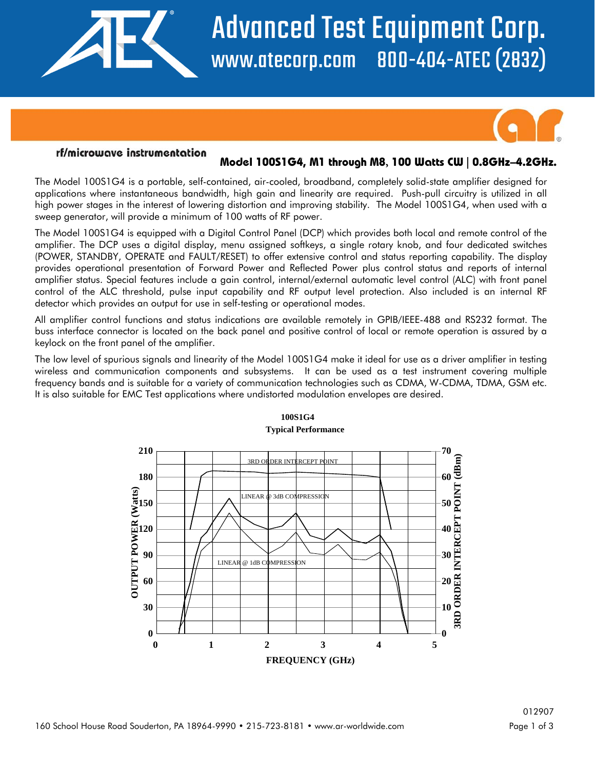# Advanced Test Equipment Corp.

www.atecorp.com 800-404-ATEC (2832)

rf/microwave instrumentation

## Model 100S1G4, M1 through M8, 100 Watts CW | 0.8GHz–4.2GHz.

The Model 100S1G4 is a portable, self-contained, air-cooled, broadband, completely solid-state amplifier designed for applications where instantaneous bandwidth, high gain and linearity are required. Push-pull circuitry is utilized in all high power stages in the interest of lowering distortion and improving stability. The Model 100S1G4, when used with a sweep generator, will provide a minimum of 100 watts of RF power.

The Model 100S1G4 is equipped with a Digital Control Panel (DCP) which provides both local and remote control of the amplifier. The DCP uses a digital display, menu assigned softkeys, a single rotary knob, and four dedicated switches (POWER, STANDBY, OPERATE and FAULT/RESET) to offer extensive control and status reporting capability. The display provides operational presentation of Forward Power and Reflected Power plus control status and reports of internal amplifier status. Special features include a gain control, internal/external automatic level control (ALC) with front panel control of the ALC threshold, pulse input capability and RF output level protection. Also included is an internal RF detector which provides an output for use in self-testing or operational modes.

All amplifier control functions and status indications are available remotely in GPIB/IEEE-488 and RS232 format. The buss interface connector is located on the back panel and positive control of local or remote operation is assured by a keylock on the front panel of the amplifier.

The low level of spurious signals and linearity of the Model 100S1G4 make it ideal for use as a driver amplifier in testing wireless and communication components and subsystems. It can be used as a test instrument covering multiple frequency bands and is suitable for a variety of communication technologies such as CDMA, W-CDMA, TDMA, GSM etc. It is also suitable for EMC Test applications where undistorted modulation envelopes are desired.

**100S1G4**
**Typical Performance**

[Chart: OUTPUT POWER (Watts) 0–210 and 3RD ORDER INTERCEPT POINT (dBm) 0–70 vs FREQUENCY (GHz) 0–5; curves: 3RD ORDER INTERCEPT POINT, LINEAR @ 3dB COMPRESSION, LINEAR @ 1dB COMPRESSION]

160 School House Road Souderton, PA 18964-9990 • 215-723-8181 • www.ar-worldwide.com

012907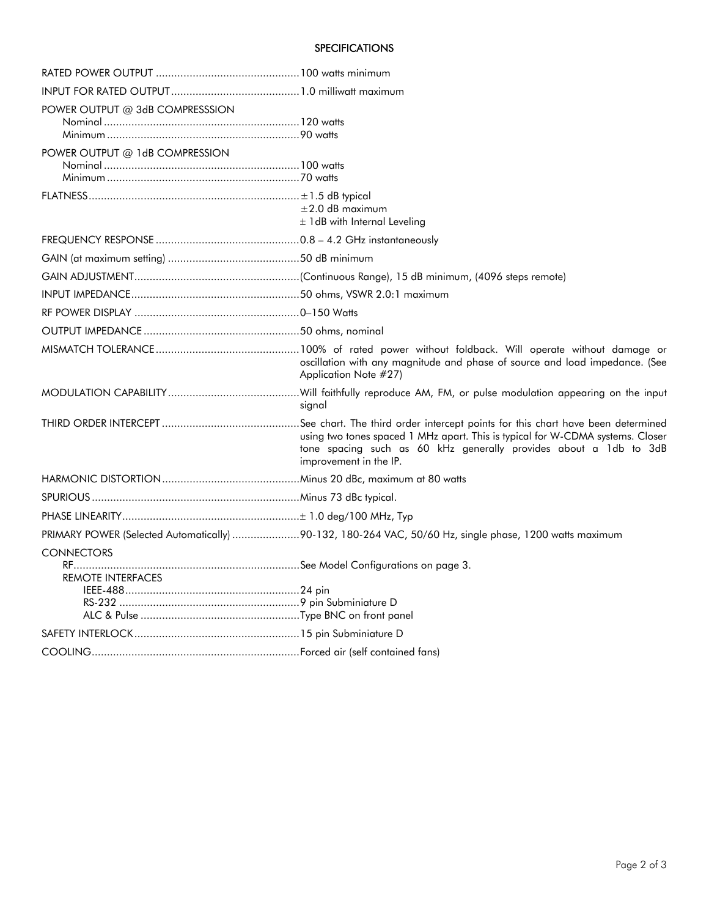## SPECIFICATIONS

| | |
|---|---|
| RATED POWER OUTPUT | 100 watts minimum |
| INPUT FOR RATED OUTPUT | 1.0 milliwatt maximum |
| POWER OUTPUT @ 3dB COMPRESSSION | |
| Nominal | 120 watts |
| Minimum | 90 watts |
| POWER OUTPUT @ 1dB COMPRESSION | |
| Nominal | 100 watts |
| Minimum | 70 watts |
| FLATNESS | ±1.5 dB typical<br>±2.0 dB maximum<br>± 1dB with Internal Leveling |
| FREQUENCY RESPONSE | 0.8 – 4.2 GHz instantaneously |
| GAIN (at maximum setting) | 50 dB minimum |
| GAIN ADJUSTMENT | (Continuous Range), 15 dB minimum, (4096 steps remote) |
| INPUT IMPEDANCE | 50 ohms, VSWR 2.0:1 maximum |
| RF POWER DISPLAY | 0–150 Watts |
| OUTPUT IMPEDANCE | 50 ohms, nominal |
| MISMATCH TOLERANCE | 100% of rated power without foldback. Will operate without damage or oscillation with any magnitude and phase of source and load impedance. (See Application Note #27) |
| MODULATION CAPABILITY | Will faithfully reproduce AM, FM, or pulse modulation appearing on the input signal |
| THIRD ORDER INTERCEPT | See chart. The third order intercept points for this chart have been determined using two tones spaced 1 MHz apart. This is typical for W-CDMA systems. Closer tone spacing such as 60 kHz generally provides about a 1db to 3dB improvement in the IP. |
| HARMONIC DISTORTION | Minus 20 dBc, maximum at 80 watts |
| SPURIOUS | Minus 73 dBc typical. |
| PHASE LINEARITY | ± 1.0 deg/100 MHz, Typ |
| PRIMARY POWER (Selected Automatically) | 90-132, 180-264 VAC, 50/60 Hz, single phase, 1200 watts maximum |
| CONNECTORS | |
| RF | See Model Configurations on page 3. |
| REMOTE INTERFACES | |
| IEEE-488 | 24 pin |
| RS-232 | 9 pin Subminiature D |
| ALC & Pulse | Type BNC on front panel |
| SAFETY INTERLOCK | 15 pin Subminiature D |
| COOLING | Forced air (self contained fans) |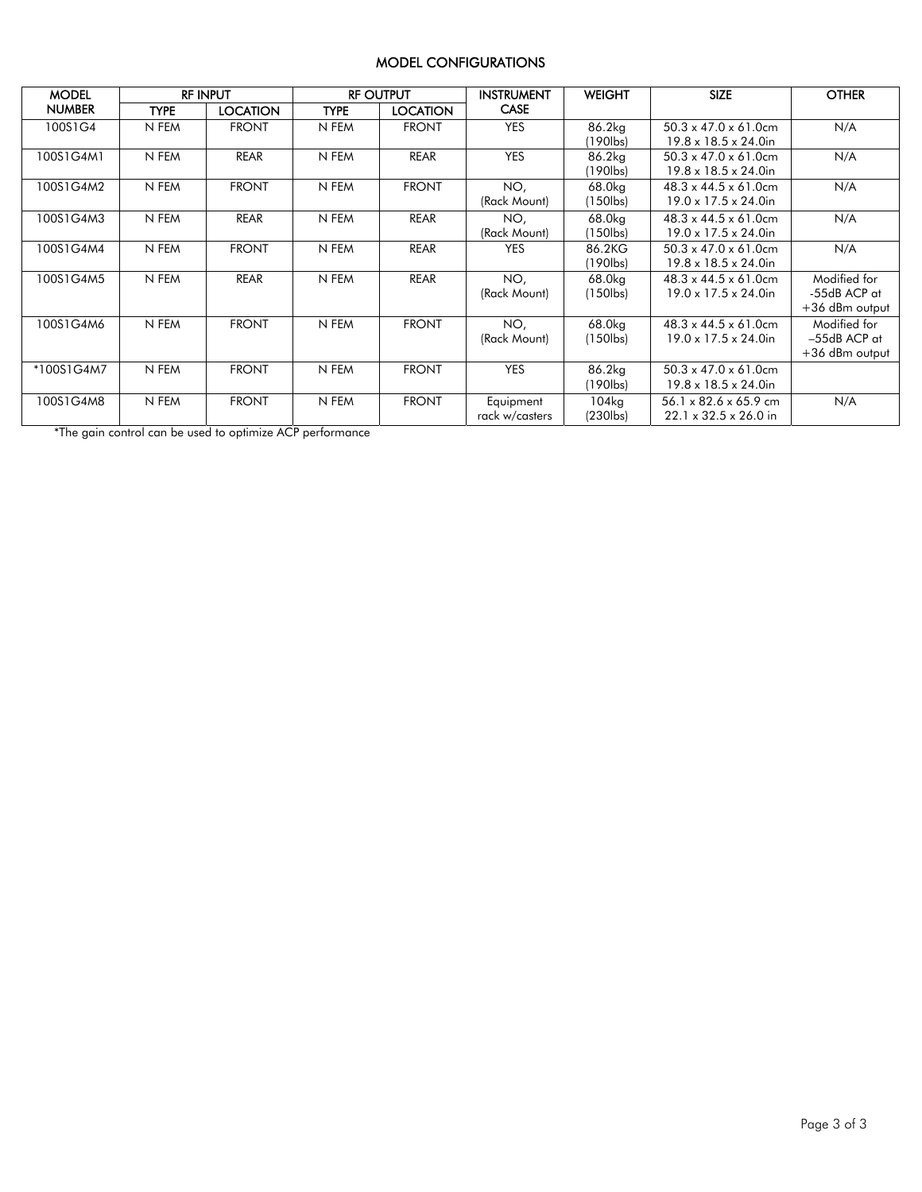## MODEL CONFIGURATIONS

| MODEL NUMBER | RF INPUT | | RF OUTPUT | | INSTRUMENT CASE | WEIGHT | SIZE | OTHER |
|---|---|---|---|---|---|---|---|---|
| | TYPE | LOCATION | TYPE | LOCATION | | | | |
| 100S1G4 | N FEM | FRONT | N FEM | FRONT | YES | 86.2kg (190lbs) | 50.3 x 47.0 x 61.0cm 19.8 x 18.5 x 24.0in | N/A |
| 100S1G4M1 | N FEM | REAR | N FEM | REAR | YES | 86.2kg (190lbs) | 50.3 x 47.0 x 61.0cm 19.8 x 18.5 x 24.0in | N/A |
| 100S1G4M2 | N FEM | FRONT | N FEM | FRONT | NO, (Rack Mount) | 68.0kg (150lbs) | 48.3 x 44.5 x 61.0cm 19.0 x 17.5 x 24.0in | N/A |
| 100S1G4M3 | N FEM | REAR | N FEM | REAR | NO, (Rack Mount) | 68.0kg (150lbs) | 48.3 x 44.5 x 61.0cm 19.0 x 17.5 x 24.0in | N/A |
| 100S1G4M4 | N FEM | FRONT | N FEM | REAR | YES | 86.2KG (190lbs) | 50.3 x 47.0 x 61.0cm 19.8 x 18.5 x 24.0in | N/A |
| 100S1G4M5 | N FEM | REAR | N FEM | REAR | NO, (Rack Mount) | 68.0kg (150lbs) | 48.3 x 44.5 x 61.0cm 19.0 x 17.5 x 24.0in | Modified for -55dB ACP at +36 dBm output |
| 100S1G4M6 | N FEM | FRONT | N FEM | FRONT | NO, (Rack Mount) | 68.0kg (150lbs) | 48.3 x 44.5 x 61.0cm 19.0 x 17.5 x 24.0in | Modified for –55dB ACP at +36 dBm output |
| *100S1G4M7 | N FEM | FRONT | N FEM | FRONT | YES | 86.2kg (190lbs) | 50.3 x 47.0 x 61.0cm 19.8 x 18.5 x 24.0in | |
| 100S1G4M8 | N FEM | FRONT | N FEM | FRONT | Equipment rack w/casters | 104kg (230lbs) | 56.1 x 82.6 x 65.9 cm 22.1 x 32.5 x 26.0 in | N/A |

*The gain control can be used to optimize ACP performance